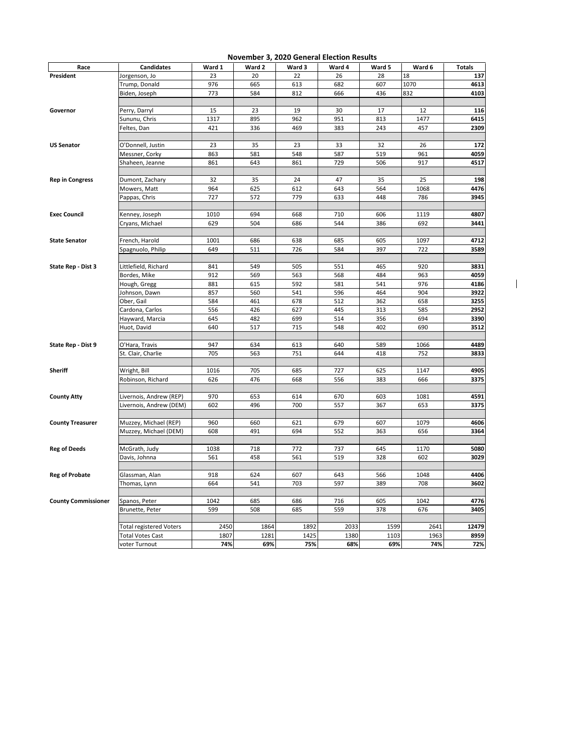## November 3, 2020 General Election Results

| Race | Candidates | Ward 1 | Ward 2 | Ward 3 | Ward 4 | Ward 5 | Ward 6 | Totals |
|---|---|---|---|---|---|---|---|---|
| **President** | Jorgenson, Jo | 23 | 20 | 22 | 26 | 28 | 18 | **137** |
| | Trump, Donald | 976 | 665 | 613 | 682 | 607 | 1070 | **4613** |
| | Biden, Joseph | 773 | 584 | 812 | 666 | 436 | 832 | **4103** |
| | | | | | | | | |
| **Governor** | Perry, Darryl | 15 | 23 | 19 | 30 | 17 | 12 | **116** |
| | Sununu, Chris | 1317 | 895 | 962 | 951 | 813 | 1477 | **6415** |
| | Feltes, Dan | 421 | 336 | 469 | 383 | 243 | 457 | **2309** |
| | | | | | | | | |
| **US Senator** | O'Donnell, Justin | 23 | 35 | 23 | 33 | 32 | 26 | **172** |
| | Messner, Corky | 863 | 581 | 548 | 587 | 519 | 961 | **4059** |
| | Shaheen, Jeanne | 861 | 643 | 861 | 729 | 506 | 917 | **4517** |
| | | | | | | | | |
| **Rep in Congress** | Dumont, Zachary | 32 | 35 | 24 | 47 | 35 | 25 | **198** |
| | Mowers, Matt | 964 | 625 | 612 | 643 | 564 | 1068 | **4476** |
| | Pappas, Chris | 727 | 572 | 779 | 633 | 448 | 786 | **3945** |
| | | | | | | | | |
| **Exec Council** | Kenney, Joseph | 1010 | 694 | 668 | 710 | 606 | 1119 | **4807** |
| | Cryans, Michael | 629 | 504 | 686 | 544 | 386 | 692 | **3441** |
| | | | | | | | | |
| **State Senator** | French, Harold | 1001 | 686 | 638 | 685 | 605 | 1097 | **4712** |
| | Spagnuolo, Philip | 649 | 511 | 726 | 584 | 397 | 722 | **3589** |
| | | | | | | | | |
| **State Rep - Dist 3** | Littlefield, Richard | 841 | 549 | 505 | 551 | 465 | 920 | **3831** |
| | Bordes, Mike | 912 | 569 | 563 | 568 | 484 | 963 | **4059** |
| | Hough, Gregg | 881 | 615 | 592 | 581 | 541 | 976 | **4186** |
| | Johnson, Dawn | 857 | 560 | 541 | 596 | 464 | 904 | **3922** |
| | Ober, Gail | 584 | 461 | 678 | 512 | 362 | 658 | **3255** |
| | Cardona, Carlos | 556 | 426 | 627 | 445 | 313 | 585 | **2952** |
| | Hayward, Marcia | 645 | 482 | 699 | 514 | 356 | 694 | **3390** |
| | Huot, David | 640 | 517 | 715 | 548 | 402 | 690 | **3512** |
| | | | | | | | | |
| **State Rep - Dist 9** | O'Hara, Travis | 947 | 634 | 613 | 640 | 589 | 1066 | **4489** |
| | St. Clair, Charlie | 705 | 563 | 751 | 644 | 418 | 752 | **3833** |
| | | | | | | | | |
| **Sheriff** | Wright, Bill | 1016 | 705 | 685 | 727 | 625 | 1147 | **4905** |
| | Robinson, Richard | 626 | 476 | 668 | 556 | 383 | 666 | **3375** |
| | | | | | | | | |
| **County Atty** | Livernois, Andrew (REP) | 970 | 653 | 614 | 670 | 603 | 1081 | **4591** |
| | Livernois, Andrew (DEM) | 602 | 496 | 700 | 557 | 367 | 653 | **3375** |
| | | | | | | | | |
| **County Treasurer** | Muzzey, Michael (REP) | 960 | 660 | 621 | 679 | 607 | 1079 | **4606** |
| | Muzzey, Michael (DEM) | 608 | 491 | 694 | 552 | 363 | 656 | **3364** |
| | | | | | | | | |
| **Reg of Deeds** | McGrath, Judy | 1038 | 718 | 772 | 737 | 645 | 1170 | **5080** |
| | Davis, Johnna | 561 | 458 | 561 | 519 | 328 | 602 | **3029** |
| | | | | | | | | |
| **Reg of Probate** | Glassman, Alan | 918 | 624 | 607 | 643 | 566 | 1048 | **4406** |
| | Thomas, Lynn | 664 | 541 | 703 | 597 | 389 | 708 | **3602** |
| | | | | | | | | |
| **County Commissioner** | Spanos, Peter | 1042 | 685 | 686 | 716 | 605 | 1042 | **4776** |
| | Brunette, Peter | 599 | 508 | 685 | 559 | 378 | 676 | **3405** |
| | | | | | | | | |
| | Total registered Voters | 2450 | 1864 | 1892 | 2033 | 1599 | 2641 | **12479** |
| | Total Votes Cast | 1807 | 1281 | 1425 | 1380 | 1103 | 1963 | **8959** |
| | voter Turnout | **74%** | **69%** | **75%** | **68%** | **69%** | **74%** | **72%** |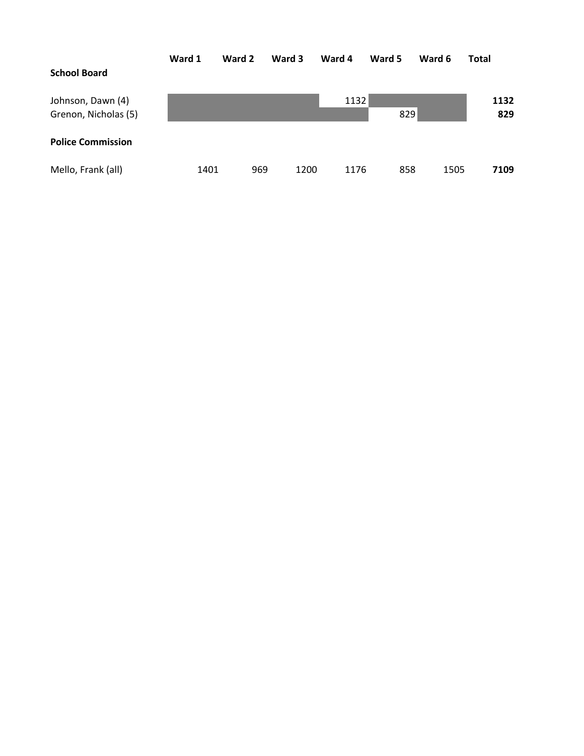| | Ward 1 | Ward 2 | Ward 3 | Ward 4 | Ward 5 | Ward 6 | Total |
|---|---|---|---|---|---|---|---|
| **School Board** | | | | | | | |
| Johnson, Dawn (4) | | | | 1132 | | | **1132** |
| Grenon, Nicholas (5) | | | | | 829 | | **829** |
| **Police Commission** | | | | | | | |
| Mello, Frank (all) | 1401 | 969 | 1200 | 1176 | 858 | 1505 | **7109** |